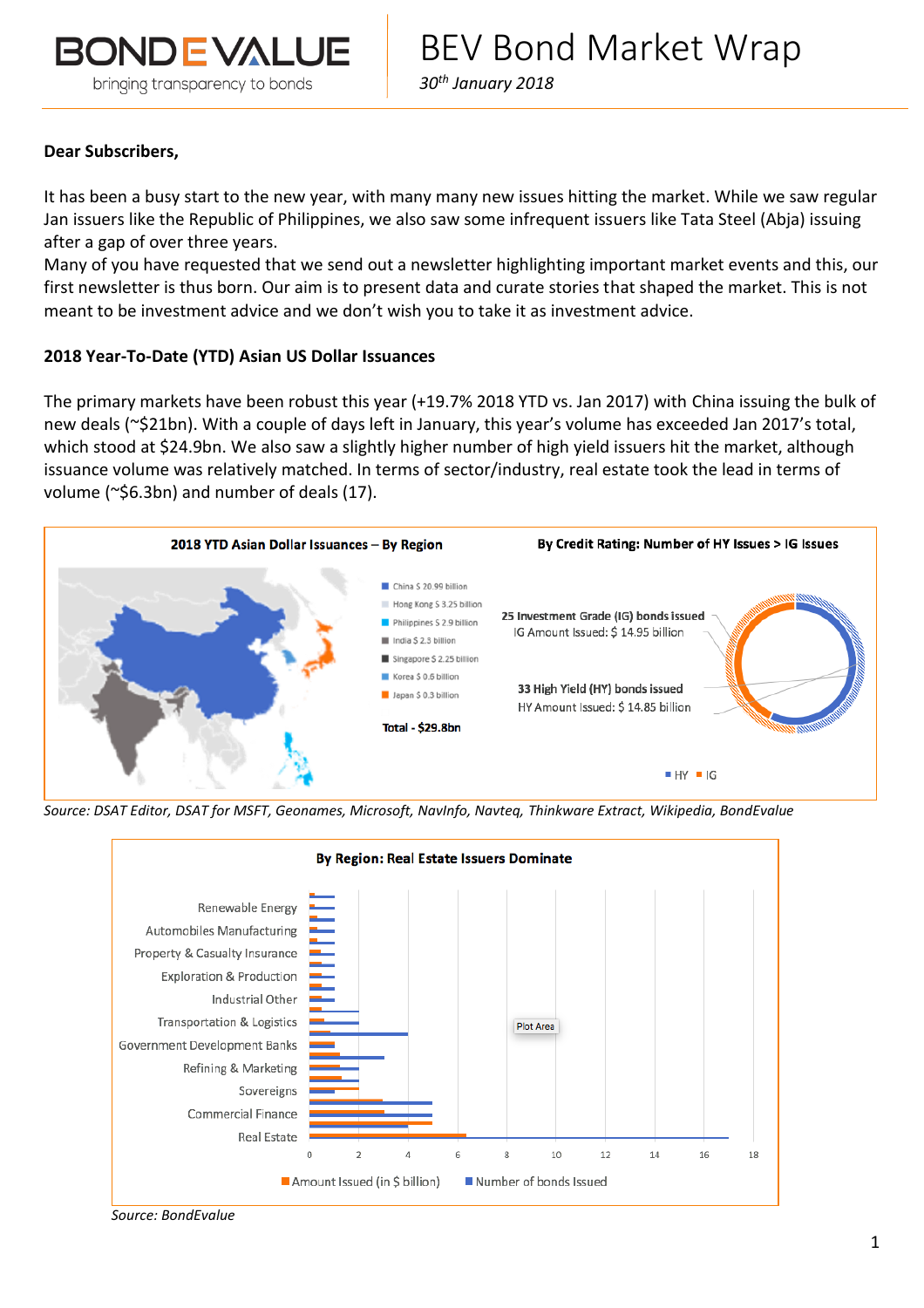# BEV Bond Market Wrap

*30th January 2018*

**Dear Subscribers,**

It has been a busy start to the new year, with many many new issues hitting the market. While we saw regular Jan issuers like the Republic of Philippines, we also saw some infrequent issuers like Tata Steel (Abja) issuing after a gap of over three years.

Many of you have requested that we send out a newsletter highlighting important market events and this, our first newsletter is thus born. Our aim is to present data and curate stories that shaped the market. This is not meant to be investment advice and we don't wish you to take it as investment advice.

**2018 Year-To-Date (YTD) Asian US Dollar Issuances**

The primary markets have been robust this year (+19.7% 2018 YTD vs. Jan 2017) with China issuing the bulk of new deals (~$21bn). With a couple of days left in January, this year's volume has exceeded Jan 2017's total, which stood at $24.9bn. We also saw a slightly higher number of high yield issuers hit the market, although issuance volume was relatively matched. In terms of sector/industry, real estate took the lead in terms of volume (~$6.3bn) and number of deals (17).

**2018 YTD Asian Dollar Issuances – By Region**

- China $ 20.99 billion
- Hong Kong $ 3.25 billion
- Philippines $ 2.9 billion
- India $ 2.3 billion
- Singapore $ 2.25 billion
- Korea $ 0.6 billion
- Japan $ 0.3 billion

Total - $29.8bn

**By Credit Rating: Number of HY Issues > IG Issues**

25 Investment Grade (IG) bonds issued
IG Amount Issued: $ 14.95 billion

33 High Yield (HY) bonds issued
HY Amount Issued: $ 14.85 billion

*Source: DSAT Editor, DSAT for MSFT, Geonames, Microsoft, NavInfo, Navteq, Thinkware Extract, Wikipedia, BondEvalue*

**By Region: Real Estate Issuers Dominate**

*Source: BondEvalue*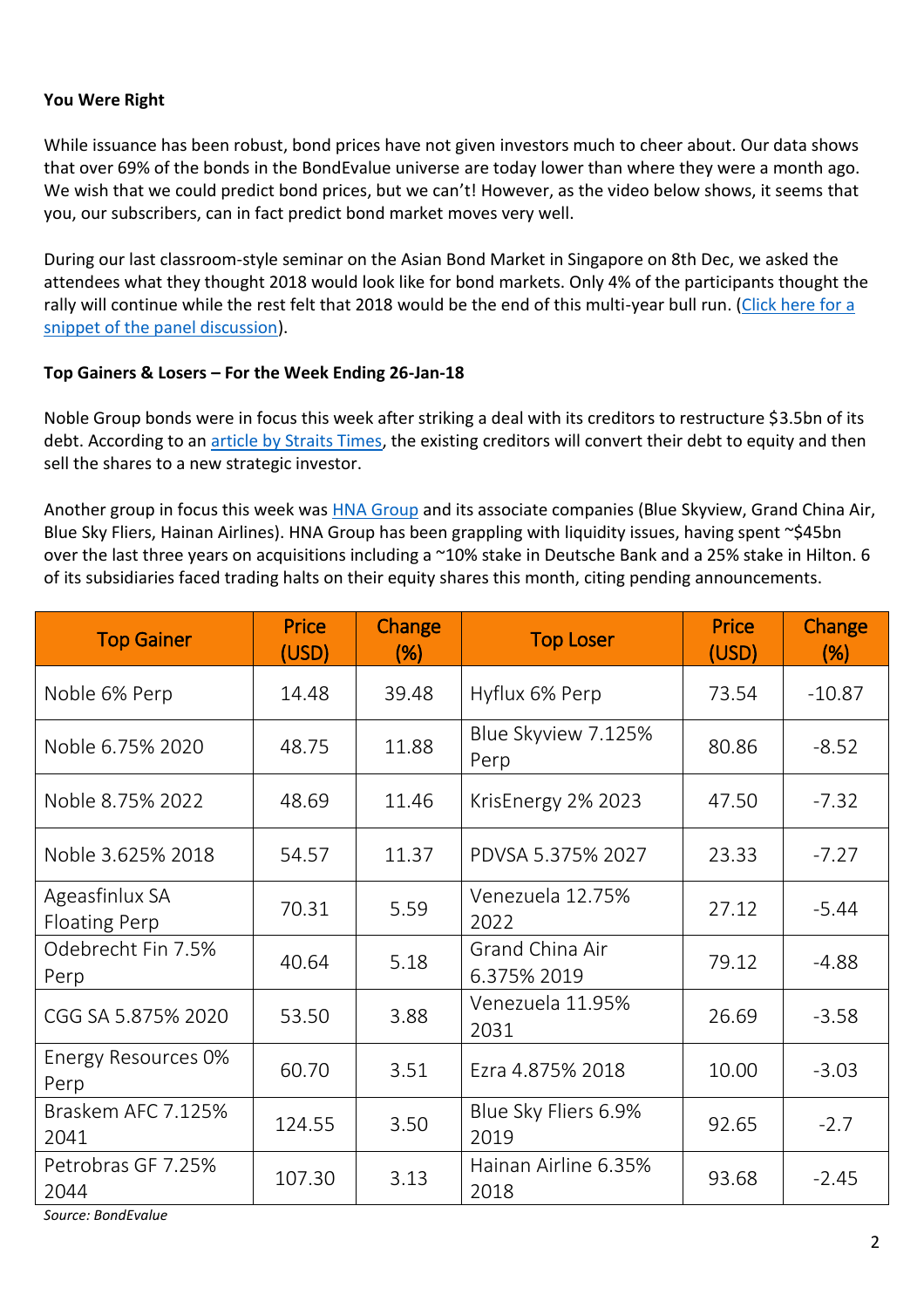**You Were Right**

While issuance has been robust, bond prices have not given investors much to cheer about. Our data shows that over 69% of the bonds in the BondEvalue universe are today lower than where they were a month ago. We wish that we could predict bond prices, but we can't! However, as the video below shows, it seems that you, our subscribers, can in fact predict bond market moves very well.

During our last classroom-style seminar on the Asian Bond Market in Singapore on 8th Dec, we asked the attendees what they thought 2018 would look like for bond markets. Only 4% of the participants thought the rally will continue while the rest felt that 2018 would be the end of this multi-year bull run. (Click here for a snippet of the panel discussion).

**Top Gainers & Losers – For the Week Ending 26-Jan-18**

Noble Group bonds were in focus this week after striking a deal with its creditors to restructure $3.5bn of its debt. According to an article by Straits Times, the existing creditors will convert their debt to equity and then sell the shares to a new strategic investor.

Another group in focus this week was HNA Group and its associate companies (Blue Skyview, Grand China Air, Blue Sky Fliers, Hainan Airlines). HNA Group has been grappling with liquidity issues, having spent ~$45bn over the last three years on acquisitions including a ~10% stake in Deutsche Bank and a 25% stake in Hilton. 6 of its subsidiaries faced trading halts on their equity shares this month, citing pending announcements.

| Top Gainer | Price (USD) | Change (%) | Top Loser | Price (USD) | Change (%) |
|---|---|---|---|---|---|
| Noble 6% Perp | 14.48 | 39.48 | Hyflux 6% Perp | 73.54 | -10.87 |
| Noble 6.75% 2020 | 48.75 | 11.88 | Blue Skyview 7.125% Perp | 80.86 | -8.52 |
| Noble 8.75% 2022 | 48.69 | 11.46 | KrisEnergy 2% 2023 | 47.50 | -7.32 |
| Noble 3.625% 2018 | 54.57 | 11.37 | PDVSA 5.375% 2027 | 23.33 | -7.27 |
| Ageasfinlux SA Floating Perp | 70.31 | 5.59 | Venezuela 12.75% 2022 | 27.12 | -5.44 |
| Odebrecht Fin 7.5% Perp | 40.64 | 5.18 | Grand China Air 6.375% 2019 | 79.12 | -4.88 |
| CGG SA 5.875% 2020 | 53.50 | 3.88 | Venezuela 11.95% 2031 | 26.69 | -3.58 |
| Energy Resources 0% Perp | 60.70 | 3.51 | Ezra 4.875% 2018 | 10.00 | -3.03 |
| Braskem AFC 7.125% 2041 | 124.55 | 3.50 | Blue Sky Fliers 6.9% 2019 | 92.65 | -2.7 |
| Petrobras GF 7.25% 2044 | 107.30 | 3.13 | Hainan Airline 6.35% 2018 | 93.68 | -2.45 |

*Source: BondEvalue*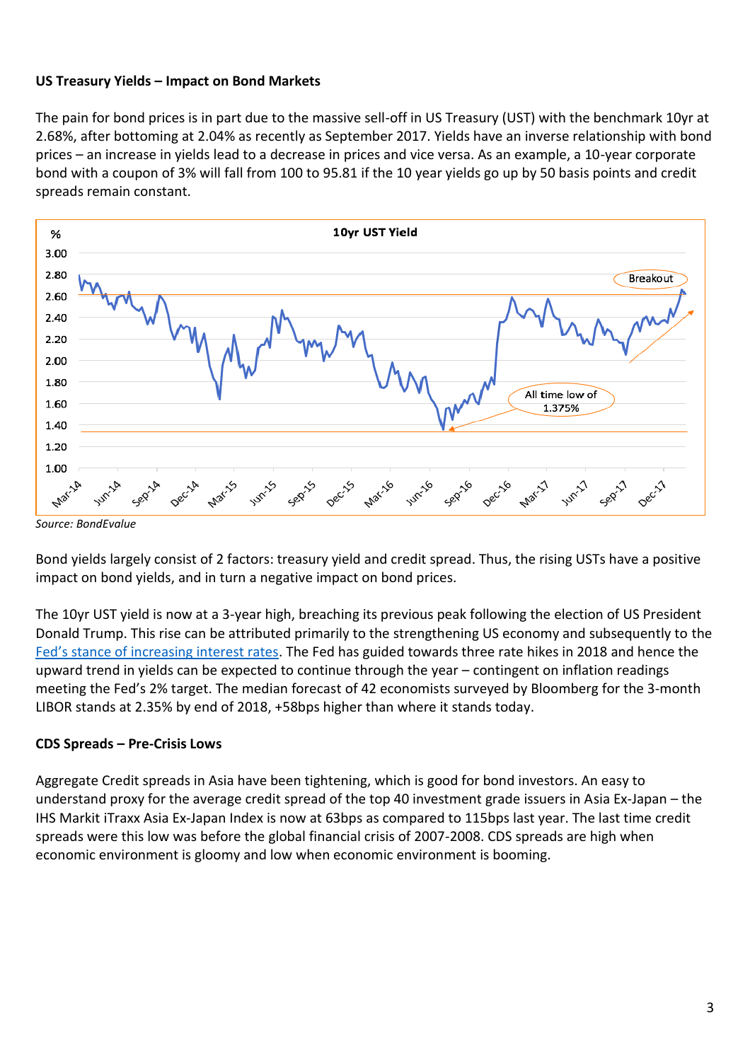**US Treasury Yields – Impact on Bond Markets**

The pain for bond prices is in part due to the massive sell-off in US Treasury (UST) with the benchmark 10yr at 2.68%, after bottoming at 2.04% as recently as September 2017. Yields have an inverse relationship with bond prices – an increase in yields lead to a decrease in prices and vice versa. As an example, a 10-year corporate bond with a coupon of 3% will fall from 100 to 95.81 if the 10 year yields go up by 50 basis points and credit spreads remain constant.

*Source: BondEvalue*

Bond yields largely consist of 2 factors: treasury yield and credit spread. Thus, the rising USTs have a positive impact on bond yields, and in turn a negative impact on bond prices.

The 10yr UST yield is now at a 3-year high, breaching its previous peak following the election of US President Donald Trump. This rise can be attributed primarily to the strengthening US economy and subsequently to the Fed's stance of increasing interest rates. The Fed has guided towards three rate hikes in 2018 and hence the upward trend in yields can be expected to continue through the year – contingent on inflation readings meeting the Fed's 2% target. The median forecast of 42 economists surveyed by Bloomberg for the 3-month LIBOR stands at 2.35% by end of 2018, +58bps higher than where it stands today.

**CDS Spreads – Pre-Crisis Lows**

Aggregate Credit spreads in Asia have been tightening, which is good for bond investors. An easy to understand proxy for the average credit spread of the top 40 investment grade issuers in Asia Ex-Japan – the IHS Markit iTraxx Asia Ex-Japan Index is now at 63bps as compared to 115bps last year. The last time credit spreads were this low was before the global financial crisis of 2007-2008. CDS spreads are high when economic environment is gloomy and low when economic environment is booming.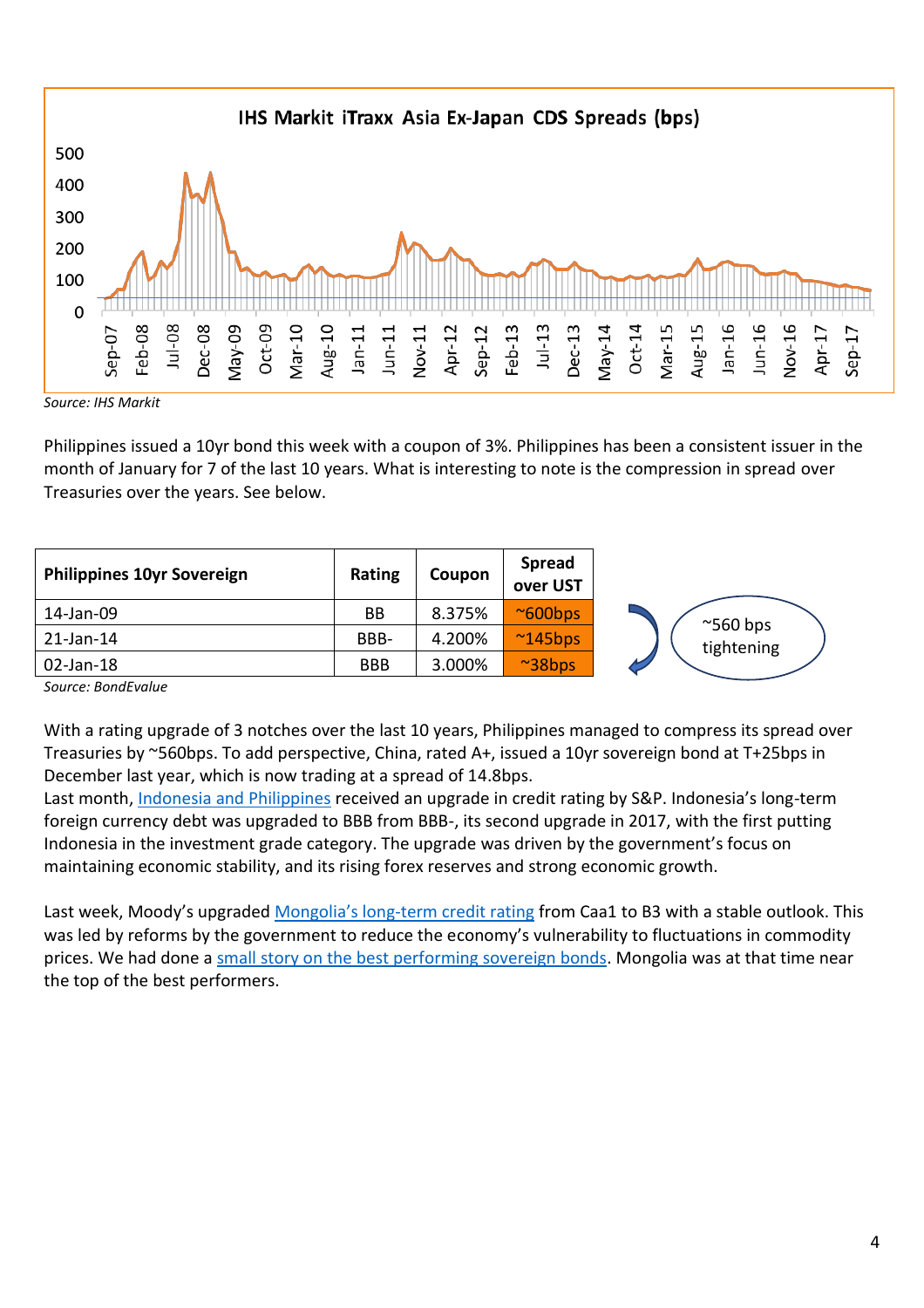**IHS Markit iTraxx Asia Ex-Japan CDS Spreads (bps)**

*Source: IHS Markit*

Philippines issued a 10yr bond this week with a coupon of 3%. Philippines has been a consistent issuer in the month of January for 7 of the last 10 years. What is interesting to note is the compression in spread over Treasuries over the years. See below.

| Philippines 10yr Sovereign | Rating | Coupon | Spread over UST |
|---|---|---|---|
| 14-Jan-09 | BB | 8.375% | ~600bps |
| 21-Jan-14 | BBB- | 4.200% | ~145bps |
| 02-Jan-18 | BBB | 3.000% | ~38bps |

~560 bps tightening

*Source: BondEvalue*

With a rating upgrade of 3 notches over the last 10 years, Philippines managed to compress its spread over Treasuries by ~560bps. To add perspective, China, rated A+, issued a 10yr sovereign bond at T+25bps in December last year, which is now trading at a spread of 14.8bps.

Last month, Indonesia and Philippines received an upgrade in credit rating by S&P. Indonesia's long-term foreign currency debt was upgraded to BBB from BBB-, its second upgrade in 2017, with the first putting Indonesia in the investment grade category. The upgrade was driven by the government's focus on maintaining economic stability, and its rising forex reserves and strong economic growth.

Last week, Moody's upgraded Mongolia's long-term credit rating from Caa1 to B3 with a stable outlook. This was led by reforms by the government to reduce the economy's vulnerability to fluctuations in commodity prices. We had done a small story on the best performing sovereign bonds. Mongolia was at that time near the top of the best performers.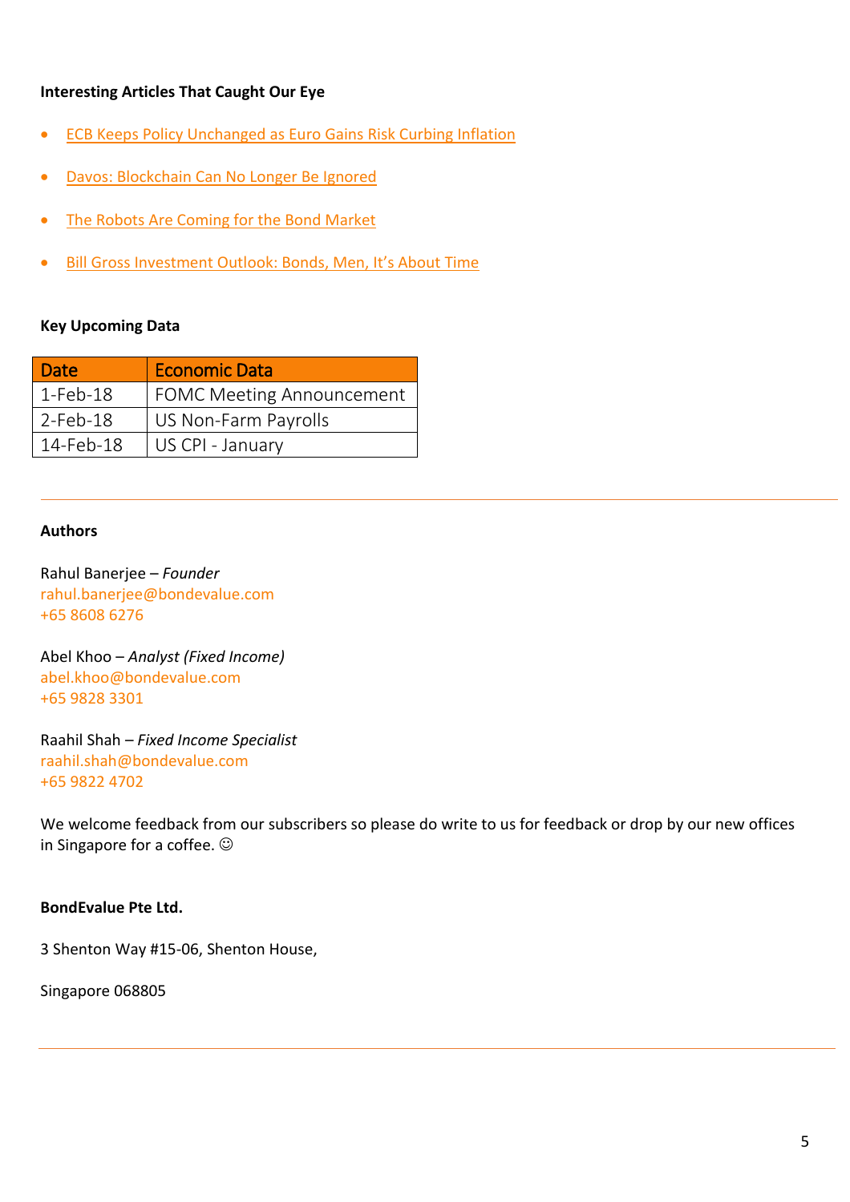**Interesting Articles That Caught Our Eye**

- ECB Keeps Policy Unchanged as Euro Gains Risk Curbing Inflation
- Davos: Blockchain Can No Longer Be Ignored
- The Robots Are Coming for the Bond Market
- Bill Gross Investment Outlook: Bonds, Men, It's About Time

**Key Upcoming Data**

| Date | Economic Data |
|---|---|
| 1-Feb-18 | FOMC Meeting Announcement |
| 2-Feb-18 | US Non-Farm Payrolls |
| 14-Feb-18 | US CPI - January |

---

**Authors**

Rahul Banerjee – *Founder*
rahul.banerjee@bondevalue.com
+65 8608 6276

Abel Khoo – *Analyst (Fixed Income)*
abel.khoo@bondevalue.com
+65 9828 3301

Raahil Shah – *Fixed Income Specialist*
raahil.shah@bondevalue.com
+65 9822 4702

We welcome feedback from our subscribers so please do write to us for feedback or drop by our new offices in Singapore for a coffee. ☺

**BondEvalue Pte Ltd.**

3 Shenton Way #15-06, Shenton House,

Singapore 068805

---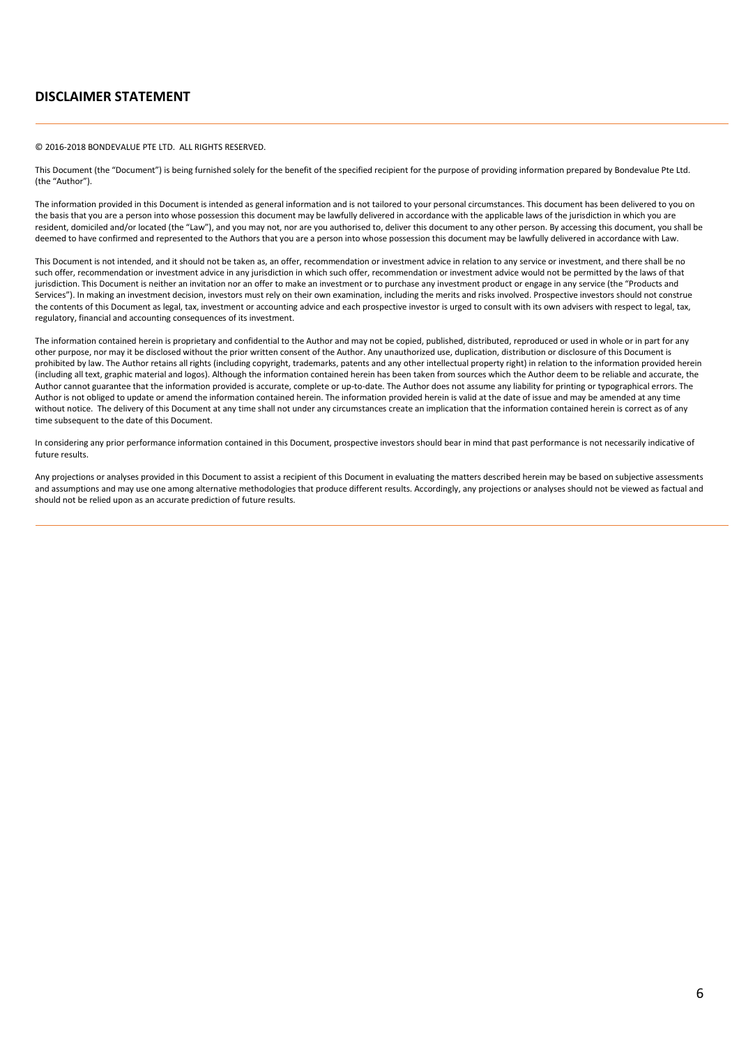## DISCLAIMER STATEMENT

© 2016-2018 BONDEVALUE PTE LTD. ALL RIGHTS RESERVED.

This Document (the "Document") is being furnished solely for the benefit of the specified recipient for the purpose of providing information prepared by Bondevalue Pte Ltd. (the "Author").

The information provided in this Document is intended as general information and is not tailored to your personal circumstances. This document has been delivered to you on the basis that you are a person into whose possession this document may be lawfully delivered in accordance with the applicable laws of the jurisdiction in which you are resident, domiciled and/or located (the "Law"), and you may not, nor are you authorised to, deliver this document to any other person. By accessing this document, you shall be deemed to have confirmed and represented to the Authors that you are a person into whose possession this document may be lawfully delivered in accordance with Law.

This Document is not intended, and it should not be taken as, an offer, recommendation or investment advice in relation to any service or investment, and there shall be no such offer, recommendation or investment advice in any jurisdiction in which such offer, recommendation or investment advice would not be permitted by the laws of that jurisdiction. This Document is neither an invitation nor an offer to make an investment or to purchase any investment product or engage in any service (the "Products and Services"). In making an investment decision, investors must rely on their own examination, including the merits and risks involved. Prospective investors should not construe the contents of this Document as legal, tax, investment or accounting advice and each prospective investor is urged to consult with its own advisers with respect to legal, tax, regulatory, financial and accounting consequences of its investment.

The information contained herein is proprietary and confidential to the Author and may not be copied, published, distributed, reproduced or used in whole or in part for any other purpose, nor may it be disclosed without the prior written consent of the Author. Any unauthorized use, duplication, distribution or disclosure of this Document is prohibited by law. The Author retains all rights (including copyright, trademarks, patents and any other intellectual property right) in relation to the information provided herein (including all text, graphic material and logos). Although the information contained herein has been taken from sources which the Author deem to be reliable and accurate, the Author cannot guarantee that the information provided is accurate, complete or up-to-date. The Author does not assume any liability for printing or typographical errors. The Author is not obliged to update or amend the information contained herein. The information provided herein is valid at the date of issue and may be amended at any time without notice. The delivery of this Document at any time shall not under any circumstances create an implication that the information contained herein is correct as of any time subsequent to the date of this Document.

In considering any prior performance information contained in this Document, prospective investors should bear in mind that past performance is not necessarily indicative of future results.

Any projections or analyses provided in this Document to assist a recipient of this Document in evaluating the matters described herein may be based on subjective assessments and assumptions and may use one among alternative methodologies that produce different results. Accordingly, any projections or analyses should not be viewed as factual and should not be relied upon as an accurate prediction of future results.